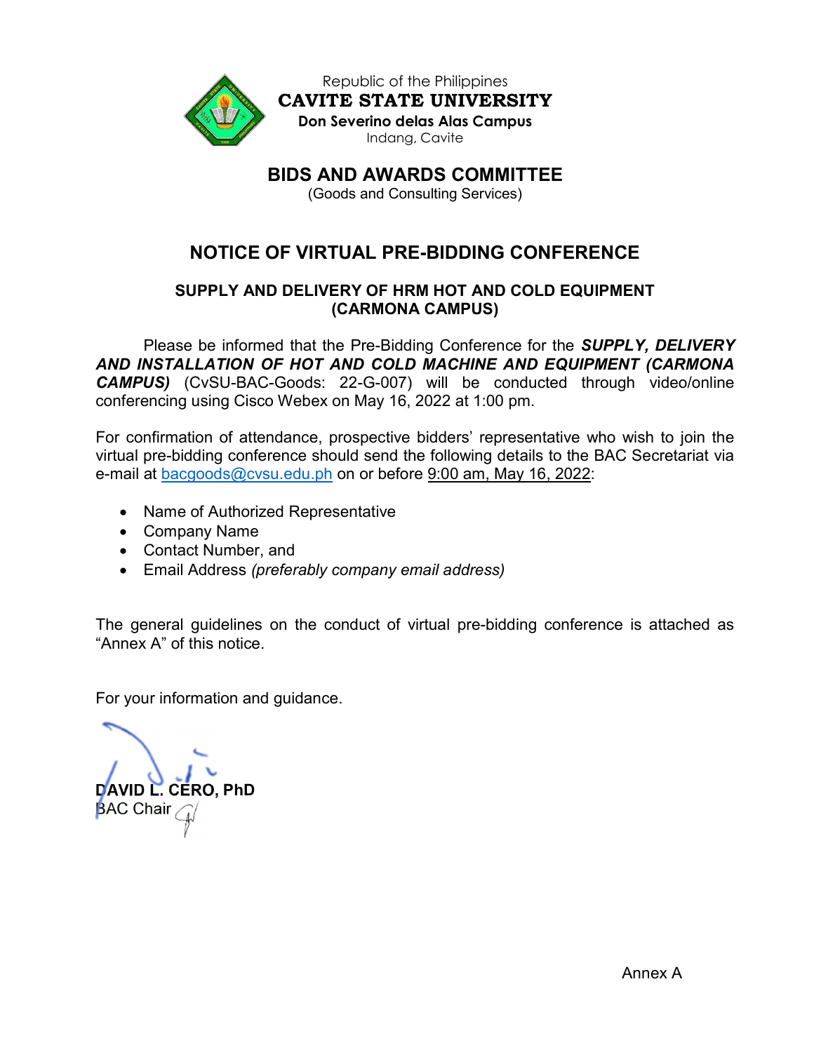Republic of the Philippines

**CAVITE STATE UNIVERSITY**

**Don Severino delas Alas Campus**

Indang, Cavite

## BIDS AND AWARDS COMMITTEE

(Goods and Consulting Services)

# NOTICE OF VIRTUAL PRE-BIDDING CONFERENCE

### SUPPLY AND DELIVERY OF HRM HOT AND COLD EQUIPMENT (CARMONA CAMPUS)

Please be informed that the Pre-Bidding Conference for the ***SUPPLY, DELIVERY AND INSTALLATION OF HOT AND COLD MACHINE AND EQUIPMENT (CARMONA CAMPUS)*** (CvSU-BAC-Goods: 22-G-007) will be conducted through video/online conferencing using Cisco Webex on May 16, 2022 at 1:00 pm.

For confirmation of attendance, prospective bidders' representative who wish to join the virtual pre-bidding conference should send the following details to the BAC Secretariat via e-mail at bacgoods@cvsu.edu.ph on or before 9:00 am, May 16, 2022:

- Name of Authorized Representative
- Company Name
- Contact Number, and
- Email Address *(preferably company email address)*

The general guidelines on the conduct of virtual pre-bidding conference is attached as "Annex A" of this notice.

For your information and guidance.

**DAVID L. CERO, PhD**
BAC Chair

Annex A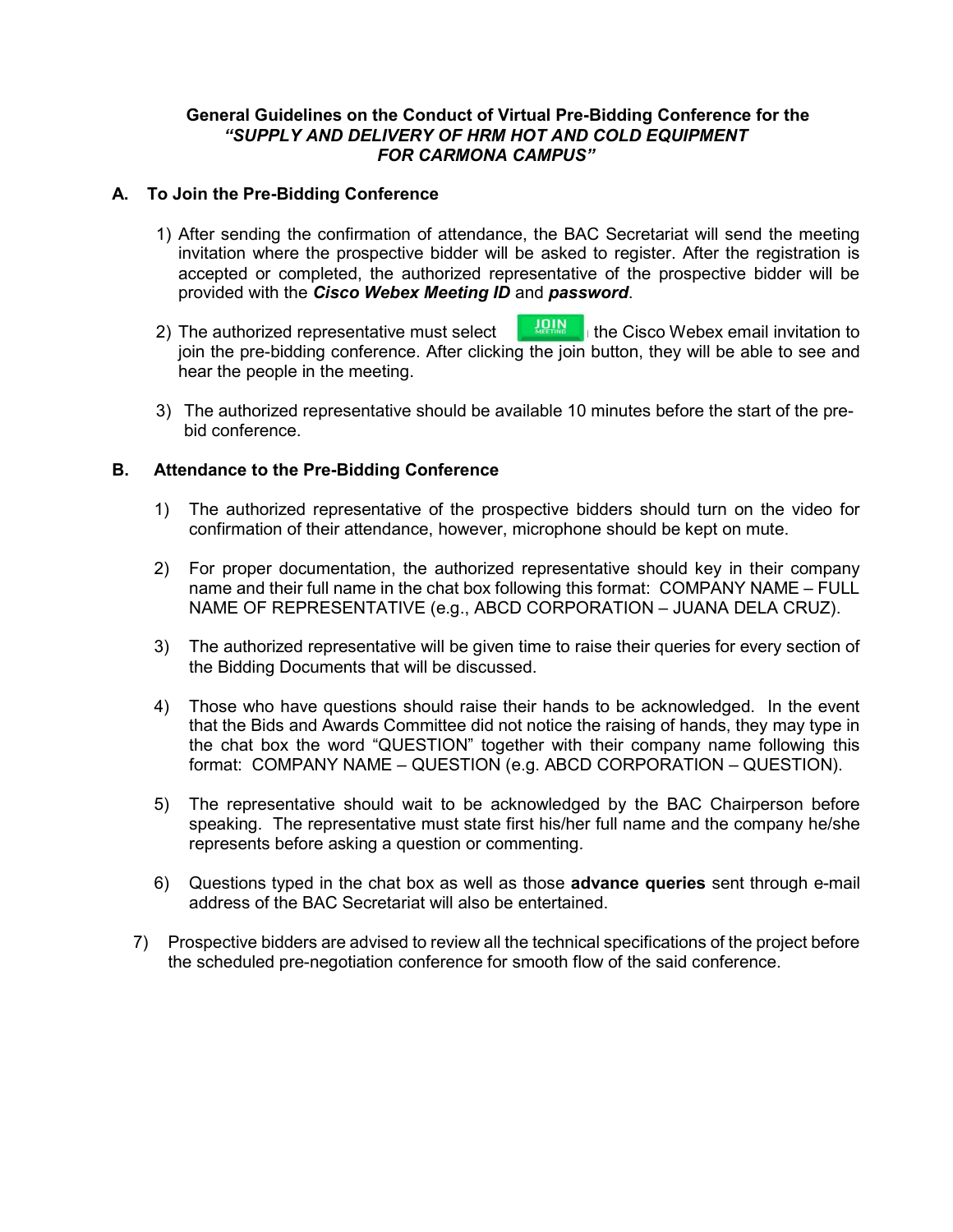**General Guidelines on the Conduct of Virtual Pre-Bidding Conference for the *"SUPPLY AND DELIVERY OF HRM HOT AND COLD EQUIPMENT FOR CARMONA CAMPUS"***

## A. To Join the Pre-Bidding Conference

1) After sending the confirmation of attendance, the BAC Secretariat will send the meeting invitation where the prospective bidder will be asked to register. After the registration is accepted or completed, the authorized representative of the prospective bidder will be provided with the ***Cisco Webex Meeting ID*** and ***password***.

2) The authorized representative must select JOIN MEETING in the Cisco Webex email invitation to join the pre-bidding conference. After clicking the join button, they will be able to see and hear the people in the meeting.

3) The authorized representative should be available 10 minutes before the start of the pre-bid conference.

## B. Attendance to the Pre-Bidding Conference

1) The authorized representative of the prospective bidders should turn on the video for confirmation of their attendance, however, microphone should be kept on mute.

2) For proper documentation, the authorized representative should key in their company name and their full name in the chat box following this format: COMPANY NAME – FULL NAME OF REPRESENTATIVE (e.g., ABCD CORPORATION – JUANA DELA CRUZ).

3) The authorized representative will be given time to raise their queries for every section of the Bidding Documents that will be discussed.

4) Those who have questions should raise their hands to be acknowledged. In the event that the Bids and Awards Committee did not notice the raising of hands, they may type in the chat box the word "QUESTION" together with their company name following this format: COMPANY NAME – QUESTION (e.g. ABCD CORPORATION – QUESTION).

5) The representative should wait to be acknowledged by the BAC Chairperson before speaking. The representative must state first his/her full name and the company he/she represents before asking a question or commenting.

6) Questions typed in the chat box as well as those **advance queries** sent through e-mail address of the BAC Secretariat will also be entertained.

7) Prospective bidders are advised to review all the technical specifications of the project before the scheduled pre-negotiation conference for smooth flow of the said conference.